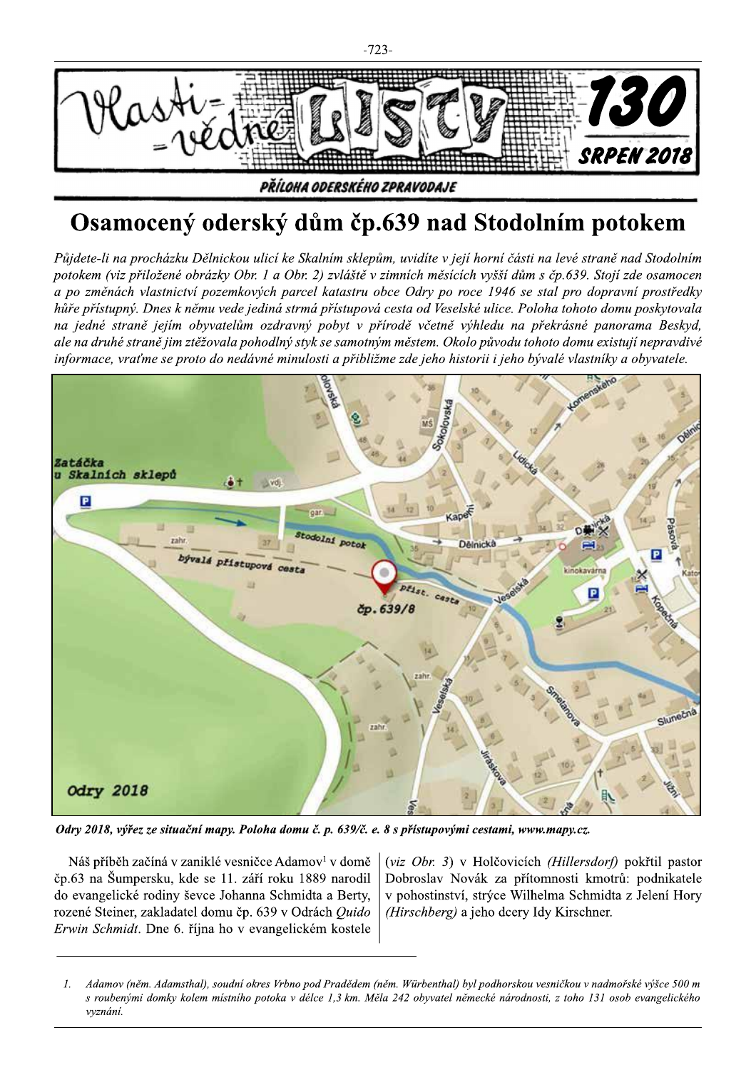# Osamocený oderský dům čp.639 nad Stodolním potokem

*Půjdete-li na procházku Dělnickou ulicí ke Skalním sklepům, uvidíte v její horní části na levé straně nad Stodolním potokem (viz přiložené obrázky Obr. 1 a Obr. 2) zvláště v zimních měsících vyšší dům s čp.639. Stojí zde osamocen a po změnách vlastnictví pozemkových parcel katastru obce Odry po roce 1946 se stal pro dopravní prostředky hůře přístupný. Dnes k němu vede jediná strmá přístupová cesta od Veselské ulice. Poloha tohoto domu poskytovala na jedné straně jejím obyvatelům ozdravný pobyt v přírodě včetně výhledu na překrásné panorama Beskyd, ale na druhé straně jim ztěžovala pohodlný styk se samotným městem. Okolo původu tohoto domu existují nepravdivé informace, vraťme se proto do nedávné minulosti a přibližme zde jeho historii i jeho bývalé vlastníky a obyvatele.*

***Odry 2018, výřez ze situační mapy. Poloha domu č. p. 639/č. e. 8 s přístupovými cestami, www.mapy.cz.***

Náš příběh začíná v zaniklé vesničce Adamov[1] v domě čp.63 na Šumpersku, kde se 11. září roku 1889 narodil do evangelické rodiny ševce Johanna Schmidta a Berty, rozené Steiner, zakladatel domu čp. 639 v Odrách *Quido Erwin Schmidt*. Dne 6. října ho v evangelickém kostele (*viz Obr. 3*) v Holčovicích *(Hillersdorf)* pokřtil pastor Dobroslav Novák za přítomnosti kmotrů: podnikatele v pohostinství, strýce Wilhelma Schmidta z Jelení Hory *(Hirschberg)* a jeho dcery Idy Kirschner.

---

1. *Adamov (něm. Adamsthal), soudní okres Vrbno pod Pradědem (něm. Würbenthal) byl podhorskou vesničkou v nadmořské výšce 500 m s roubenými domky kolem místního potoka v délce 1,3 km. Měla 242 obyvatel německé národnosti, z toho 131 osob evangelického vyznání.*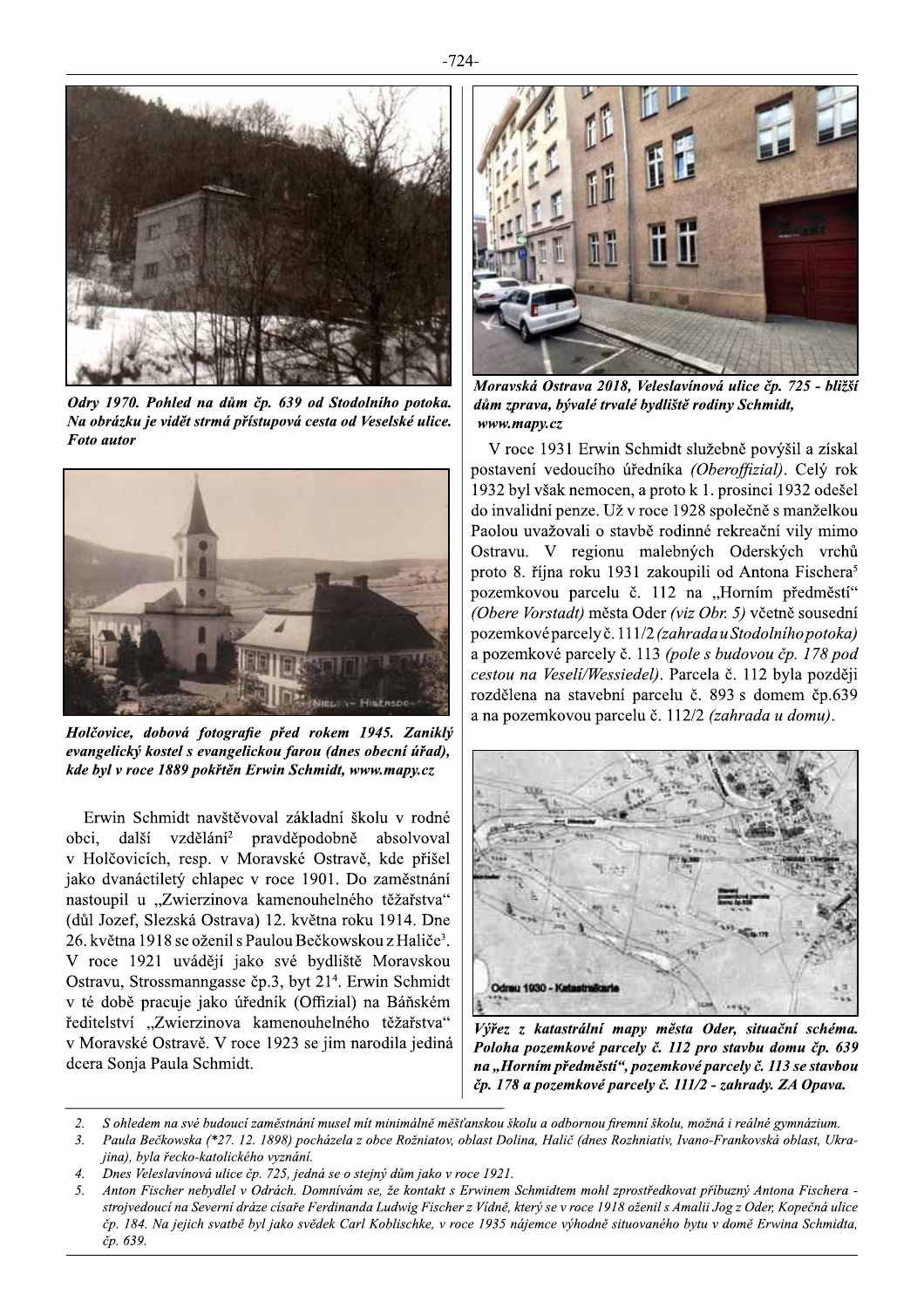*Odry 1970. Pohled na dům čp. 639 od Stodolního potoka. Na obrázku je vidět strmá přístupová cesta od Veselské ulice. Foto autor*

*Holčovice, dobová fotografie před rokem 1945. Zaniklý evangelický kostel s evangelickou farou (dnes obecní úřad), kde byl v roce 1889 pokřtěn Erwin Schmidt, www.mapy.cz*

Erwin Schmidt navštěvoval základní školu v rodné obci, další vzdělání[2] pravděpodobně absolvoval v Holčovicích, resp. v Moravské Ostravě, kde přišel jako dvanáctiletý chlapec v roce 1901. Do zaměstnání nastoupil u „Zwierzinova kamenouhelného těžařstva" (důl Jozef, Slezská Ostrava) 12. května roku 1914. Dne 26. května 1918 se oženil s Paulou Bečkowskou z Haliče[3]. V roce 1921 uvádějí jako své bydliště Moravskou Ostravu, Strossmanngasse čp.3, byt 21[4]. Erwin Schmidt v té době pracuje jako úředník (Offizial) na Báňském ředitelství „Zwierzinova kamenouhelného těžařstva" v Moravské Ostravě. V roce 1923 se jim narodila jediná dcera Sonja Paula Schmidt.

*Moravská Ostrava 2018, Veleslavínová ulice čp. 725 - bližší dům zprava, bývalé trvalé bydliště rodiny Schmidt, www.mapy.cz*

V roce 1931 Erwin Schmidt služebně povýšil a získal postavení vedoucího úředníka *(Oberoffizial)*. Celý rok 1932 byl však nemocen, a proto k 1. prosinci 1932 odešel do invalidní penze. Už v roce 1928 společně s manželkou Paolou uvažovali o stavbě rodinné rekreační vily mimo Ostravu. V regionu malebných Oderských vrchů proto 8. října roku 1931 zakoupili od Antona Fischera[5] pozemkovou parcelu č. 112 na „Horním předměstí" *(Obere Vorstadt)* města Oder *(viz Obr. 5)* včetně sousední pozemkové parcely č. 111/2 *(zahrada u Stodolního potoka)* a pozemkové parcely č. 113 *(pole s budovou čp. 178 pod cestou na Veselí/Wessiedel)*. Parcela č. 112 byla později rozdělena na stavební parcelu č. 893 s domem čp.639 a na pozemkovou parcelu č. 112/2 *(zahrada u domu)*.

*Výřez z katastrální mapy města Oder, situační schéma. Poloha pozemkové parcely č. 112 pro stavbu domu čp. 639 na „Horním předměstí", pozemkové parcely č. 113 se stavbou čp. 178 a pozemkové parcely č. 111/2 - zahrady. ZA Opava.*

---

2. *S ohledem na své budoucí zaměstnání musel mít minimálně měšťanskou školu a odbornou firemní školu, možná i reálné gymnázium.*
3. *Paula Bečkowska (\*27. 12. 1898) pocházela z obce Rožniatov, oblast Dolina, Halič (dnes Rozhniativ, Ivano-Frankovská oblast, Ukrajina), byla řecko-katolického vyznání.*
4. *Dnes Veleslavínová ulice čp. 725, jedná se o stejný dům jako v roce 1921.*
5. *Anton Fischer nebydlel v Odrách. Domnívám se, že kontakt s Erwinem Schmidtem mohl zprostředkovat příbuzný Antona Fischera - strojvedoucí na Severní dráze císaře Ferdinanda Ludwig Fischer z Vídně, který se v roce 1918 oženil s Amalii Jog z Oder, Kopečná ulice čp. 184. Na jejich svatbě byl jako svědek Carl Koblischke, v roce 1935 nájemce výhodně situovaného bytu v domě Erwina Schmidta, čp. 639.*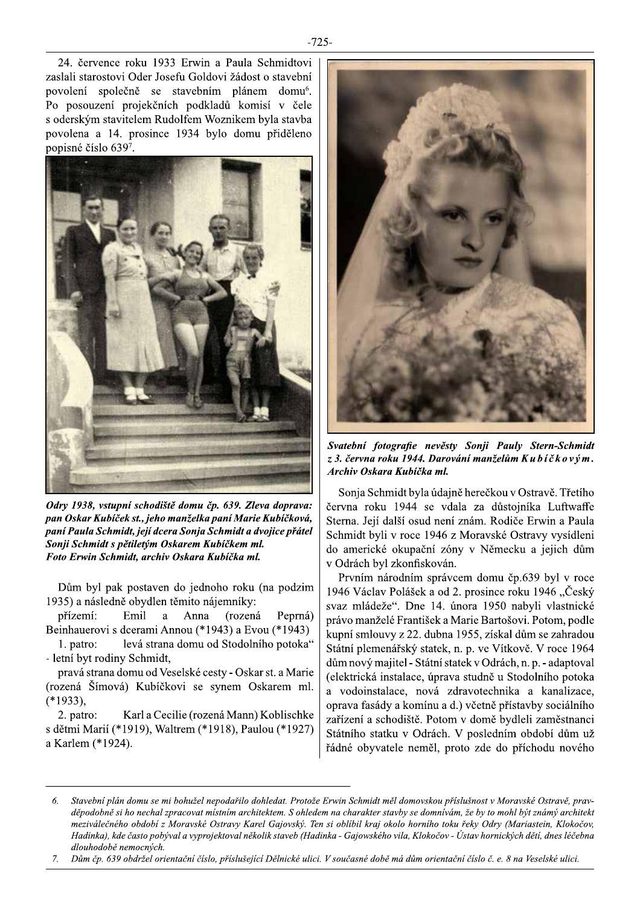24. července roku 1933 Erwin a Paula Schmidtovi zaslali starostovi Oder Josefu Goldovi žádost o stavební povolení společně se stavebním plánem domu[6]. Po posouzení projekčních podkladů komisí v čele s oderským stavitelem Rudolfem Woznikem byla stavba povolena a 14. prosince 1934 bylo domu přiděleno popisné číslo 639[7].

***Odry 1938, vstupní schodiště domu čp. 639. Zleva doprava: pan Oskar Kubíček st., jeho manželka paní Marie Kubíčková, paní Paula Schmidt, její dcera Sonja Schmidt a dvojice přátel Sonji Schmidt s pětiletým Oskarem Kubíčkem ml. Foto Erwin Schmidt, archiv Oskara Kubíčka ml.***

Dům byl pak postaven do jednoho roku (na podzim 1935) a následně obydlen těmito nájemníky:

přízemí: Emil a Anna (rozená Peprná) Beinhauerovi s dcerami Annou (*1943) a Evou (*1943)

1. patro: levá strana domu od Stodolního potoka" - letní byt rodiny Schmidt,

pravá strana domu od Veselské cesty - Oskar st. a Marie (rozená Šímová) Kubíčkovi se synem Oskarem ml. (*1933),

2. patro: Karl a Cecilie (rozená Mann) Koblischke s dětmi Marií (*1919), Waltrem (*1918), Paulou (*1927) a Karlem (*1924).

***Svatební fotografie nevěsty Sonji Pauly Stern-Schmidt z 3. června roku 1944. Darování manželům Kubíčkovým. Archiv Oskara Kubíčka ml.***

Sonja Schmidt byla údajně herečkou v Ostravě. Třetího června roku 1944 se vdala za důstojníka Luftwaffe Sterna. Její další osud není znám. Rodiče Erwin a Paula Schmidt byli v roce 1946 z Moravské Ostravy vysídleni do americké okupační zóny v Německu a jejich dům v Odrách byl zkonfiskován.

Prvním národním správcem domu čp.639 byl v roce 1946 Václav Polášek a od 2. prosince roku 1946 „Český svaz mládeže". Dne 14. února 1950 nabyli vlastnické právo manželé František a Marie Bartošovi. Potom, podle kupní smlouvy z 22. dubna 1955, získal dům se zahradou Státní plemenářský statek, n. p. ve Vítkově. V roce 1964 dům nový majitel - Státní statek v Odrách, n. p. - adaptoval (elektrická instalace, úprava studně u Stodolního potoka a vodoinstalace, nová zdravotechnika a kanalizace, oprava fasády a komínu a d.) včetně přístavby sociálního zařízení a schodiště. Potom v domě bydleli zaměstnanci Státního statku v Odrách. V posledním období dům už řádné obyvatele neměl, proto zde do příchodu nového

---

6. *Stavební plán domu se mi bohužel nepodařilo dohledat. Protože Erwin Schmidt měl domovskou příslušnost v Moravské Ostravě, pravděpodobně si ho nechal zpracovat místním architektem. S ohledem na charakter stavby se domnívám, že by to mohl být známý architekt meziválečného období z Moravské Ostravy Karel Gajovský. Ten si oblíbil kraj okolo horního toku řeky Odry (Mariastein, Klokočov, Hadinka), kde často pobýval a vyprojektoval několik staveb (Hadinka - Gajowského vila, Klokočov - Ústav hornických dětí, dnes léčebna dlouhodobě nemocných.*
7. *Dům čp. 639 obdržel orientační číslo, příslušející Dělnické ulici. V současné době má dům orientační číslo č. e. 8 na Veselské ulici.*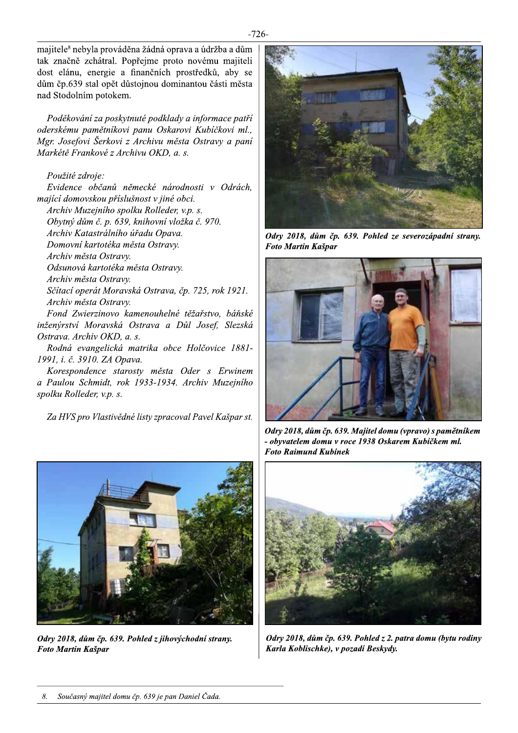majitele[8] nebyla prováděna žádná oprava a údržba a dům tak značně zchátral. Popřejme proto novému majiteli dost elánu, energie a finančních prostředků, aby se dům čp.639 stal opět důstojnou dominantou části města nad Stodolním potokem.

*Poděkování za poskytnuté podklady a informace patří oderskému pamětníkovi panu Oskarovi Kubíčkovi ml., Mgr. Josefovi Šerkovi z Archivu města Ostravy a paní Markétě Frankové z Archivu OKD, a. s.*

*Použité zdroje:*

*Evidence občanů německé národnosti v Odrách, mající domovskou příslušnost v jiné obci.*

*Archiv Muzejního spolku Rolleder, v.p. s.*

*Obytný dům č. p. 639, knihovní vložka č. 970.*

*Archiv Katastrálního úřadu Opava.*

*Domovní kartotéka města Ostravy.*

*Archiv města Ostravy.*

*Odsunová kartotéka města Ostravy.*

*Archiv města Ostravy.*

*Sčítací operát Moravská Ostrava, čp. 725, rok 1921.*

*Archiv města Ostravy.*

*Fond Zwierzinovo kamenouhelné těžařstvo, báňské inženýrství Moravská Ostrava a Důl Josef, Slezská Ostrava. Archiv OKD, a. s.*

*Rodná evangelická matrika obce Holčovice 1881-1991, i. č. 3910. ZA Opava.*

*Korespondence starosty města Oder s Erwinem a Paulou Schmidt, rok 1933-1934. Archiv Muzejního spolku Rolleder, v.p. s.*

*Za HVS pro Vlastivědné listy zpracoval Pavel Kašpar st.*

**Odry 2018, dům čp. 639. Pohled ze severozápadní strany. Foto Martin Kašpar**

**Odry 2018, dům čp. 639. Majitel domu (vpravo) s pamětníkem - obyvatelem domu v roce 1938 Oskarem Kubíčkem ml. Foto Raimund Kubínek**

**Odry 2018, dům čp. 639. Pohled z jihovýchodní strany. Foto Martin Kašpar**

**Odry 2018, dům čp. 639. Pohled z 2. patra domu (bytu rodiny Karla Koblischke), v pozadí Beskydy.**

8. *Současný majitel domu čp. 639 je pan Daniel Čada.*